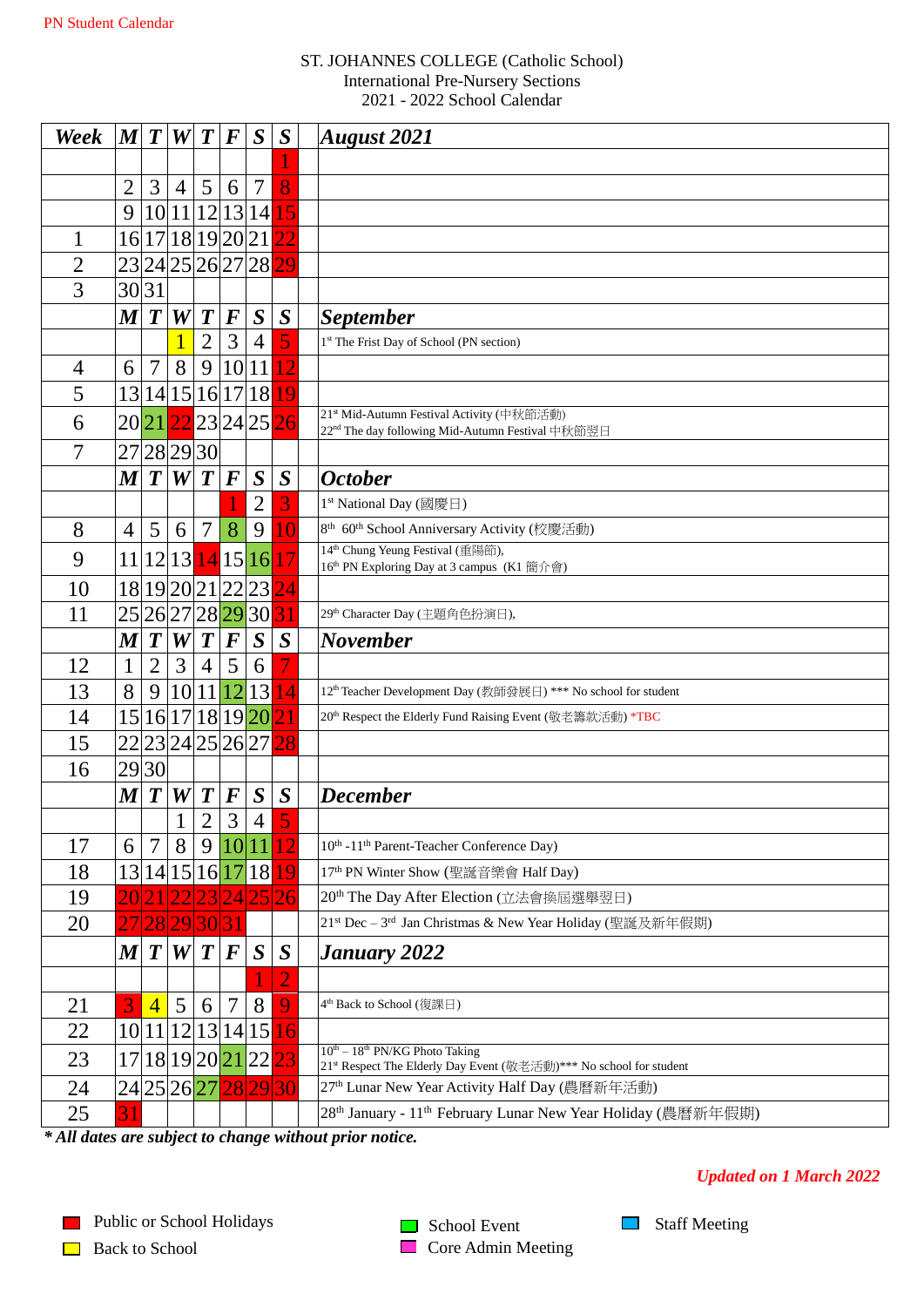PN Student Calendar

ST. JOHANNES COLLEGE (Catholic School)
International Pre-Nursery Sections
2021 - 2022 School Calendar

| Week | M | T | W | T | F | S | S | |
|---|---|---|---|---|---|---|---|---|
| | | | | | | | | ***August 2021*** |
| | | | | | | | 1 | |
| | 2 | 3 | 4 | 5 | 6 | 7 | 8 | |
| | 9 | 10 | 11 | 12 | 13 | 14 | 15 | |
| 1 | 16 | 17 | 18 | 19 | 20 | 21 | 22 | |
| 2 | 23 | 24 | 25 | 26 | 27 | 28 | 29 | |
| 3 | 30 | 31 | | | | | | |
| | ***M*** | ***T*** | ***W*** | ***T*** | ***F*** | ***S*** | ***S*** | ***September*** |
| | | | 1 | 2 | 3 | 4 | 5 | 1st The Frist Day of School (PN section) |
| 4 | 6 | 7 | 8 | 9 | 10 | 11 | 12 | |
| 5 | 13 | 14 | 15 | 16 | 17 | 18 | 19 | |
| 6 | 20 | 21 | 22 | 23 | 24 | 25 | 26 | 21st Mid-Autumn Festival Activity (中秋節活動)<br>22nd The day following Mid-Autumn Festival 中秋節翌日 |
| 7 | 27 | 28 | 29 | 30 | | | | |
| | ***M*** | ***T*** | ***W*** | ***T*** | ***F*** | ***S*** | ***S*** | ***October*** |
| | | | | | 1 | 2 | 3 | 1st National Day (國慶日) |
| 8 | 4 | 5 | 6 | 7 | 8 | 9 | 10 | 8th 60th School Anniversary Activity (校慶活動) |
| 9 | 11 | 12 | 13 | 14 | 15 | 16 | 17 | 14th Chung Yeung Festival (重陽節),<br>16th PN Exploring Day at 3 campus (K1 簡介會) |
| 10 | 18 | 19 | 20 | 21 | 22 | 23 | 24 | |
| 11 | 25 | 26 | 27 | 28 | 29 | 30 | 31 | 29th Character Day (主題角色扮演日), |
| | ***M*** | ***T*** | ***W*** | ***T*** | ***F*** | ***S*** | ***S*** | ***November*** |
| 12 | 1 | 2 | 3 | 4 | 5 | 6 | 7 | |
| 13 | 8 | 9 | 10 | 11 | 12 | 13 | 14 | 12th Teacher Development Day (教師發展日) *** No school for student |
| 14 | 15 | 16 | 17 | 18 | 19 | 20 | 21 | 20th Respect the Elderly Fund Raising Event (敬老籌款活動) *TBC |
| 15 | 22 | 23 | 24 | 25 | 26 | 27 | 28 | |
| 16 | 29 | 30 | | | | | | |
| | ***M*** | ***T*** | ***W*** | ***T*** | ***F*** | ***S*** | ***S*** | ***December*** |
| | | | 1 | 2 | 3 | 4 | 5 | |
| 17 | 6 | 7 | 8 | 9 | 10 | 11 | 12 | 10th -11th Parent-Teacher Conference Day) |
| 18 | 13 | 14 | 15 | 16 | 17 | 18 | 19 | 17th PN Winter Show (聖誕音樂會 Half Day) |
| 19 | 20 | 21 | 22 | 23 | 24 | 25 | 26 | 20th The Day After Election (立法會換屆選舉翌日) |
| 20 | 27 | 28 | 29 | 30 | 31 | | | 21st Dec – 3rd Jan Christmas & New Year Holiday (聖誕及新年假期) |
| | ***M*** | ***T*** | ***W*** | ***T*** | ***F*** | ***S*** | ***S*** | ***January 2022*** |
| | | | | | | 1 | 2 | |
| 21 | 3 | 4 | 5 | 6 | 7 | 8 | 9 | 4th Back to School (復課日) |
| 22 | 10 | 11 | 12 | 13 | 14 | 15 | 16 | |
| 23 | 17 | 18 | 19 | 20 | 21 | 22 | 23 | 10th – 18th PN/KG Photo Taking<br>21st Respect The Elderly Day Event (敬老活動)*** No school for student |
| 24 | 24 | 25 | 26 | 27 | 28 | 29 | 30 | 27th Lunar New Year Activity Half Day (農曆新年活動) |
| 25 | 31 | | | | | | | 28th January - 11th February Lunar New Year Holiday (農曆新年假期) |

***\* All dates are subject to change without prior notice.***

***Updated on 1 March 2022***

- Public or School Holidays
- Back to School
- School Event
- Core Admin Meeting
- Staff Meeting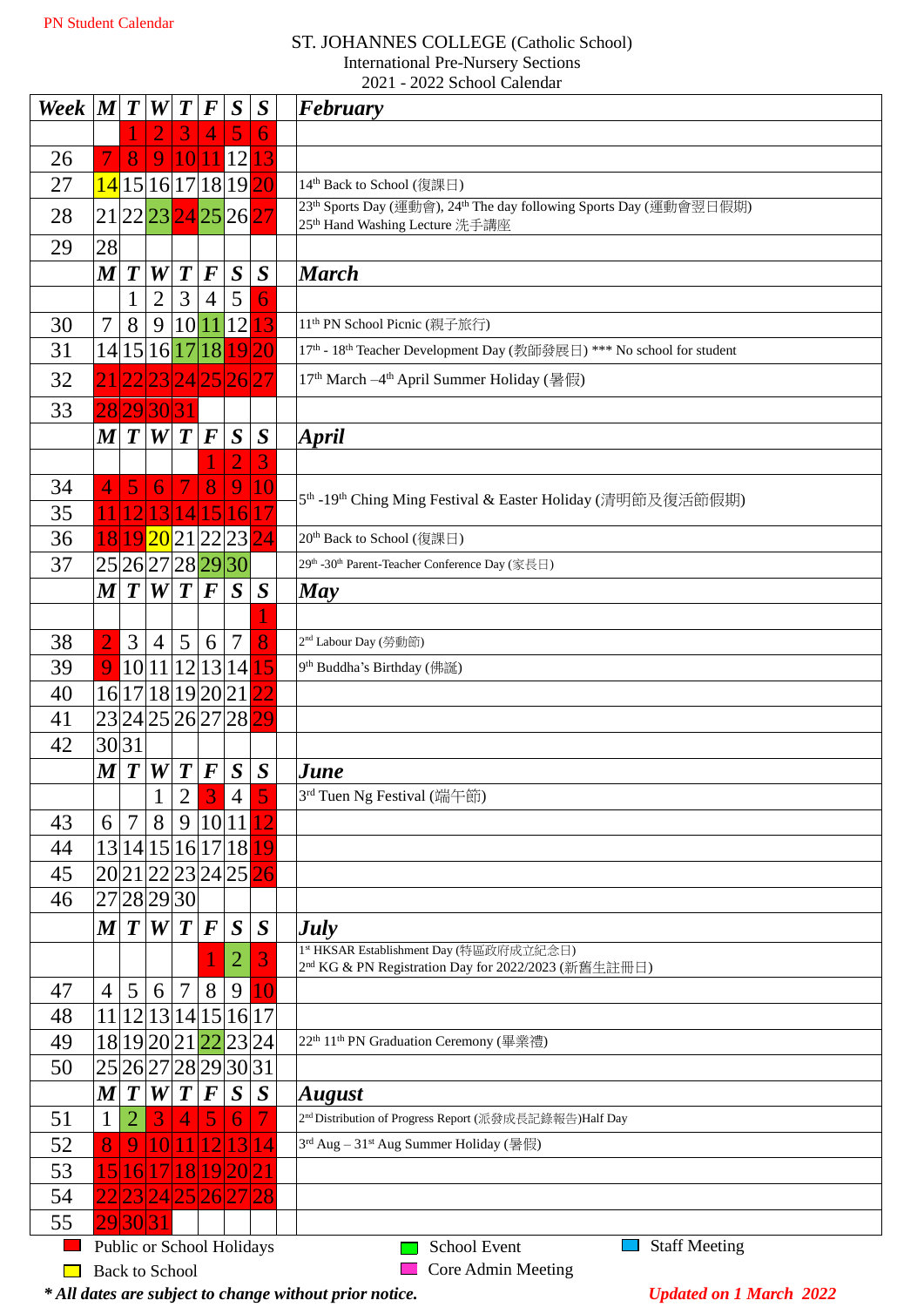PN Student Calendar

# ST. JOHANNES COLLEGE (Catholic School)

International Pre-Nursery Sections

2021 - 2022 School Calendar

| Week | M | T | W | T | F | S | S | February |
|---|---|---|---|---|---|---|---|---|
| | | 1 | 2 | 3 | 4 | 5 | 6 | |
| 26 | 7 | 8 | 9 | 10 | 11 | 12 | 13 | |
| 27 | 14 | 15 | 16 | 17 | 18 | 19 | 20 | 14th Back to School (復課日) |
| 28 | 21 | 22 | 23 | 24 | 25 | 26 | 27 | 23th Sports Day (運動會), 24th The day following Sports Day (運動會翌日假期)<br>25th Hand Washing Lecture 洗手講座 |
| 29 | 28 | | | | | | | |
| | **M** | **T** | **W** | **T** | **F** | **S** | **S** | **March** |
| | | 1 | 2 | 3 | 4 | 5 | 6 | |
| 30 | 7 | 8 | 9 | 10 | 11 | 12 | 13 | 11th PN School Picnic (親子旅行) |
| 31 | 14 | 15 | 16 | 17 | 18 | 19 | 20 | 17th - 18th Teacher Development Day (教師發展日) *** No school for student |
| 32 | 21 | 22 | 23 | 24 | 25 | 26 | 27 | 17th March –4th April Summer Holiday (暑假) |
| 33 | 28 | 29 | 30 | 31 | | | | |
| | **M** | **T** | **W** | **T** | **F** | **S** | **S** | **April** |
| | | | | | 1 | 2 | 3 | |
| 34 | 4 | 5 | 6 | 7 | 8 | 9 | 10 | 5th -19th Ching Ming Festival & Easter Holiday (清明節及復活節假期) |
| 35 | 11 | 12 | 13 | 14 | 15 | 16 | 17 | |
| 36 | 18 | 19 | 20 | 21 | 22 | 23 | 24 | 20th Back to School (復課日) |
| 37 | 25 | 26 | 27 | 28 | 29 | 30 | | 29th -30th Parent-Teacher Conference Day (家長日) |
| | **M** | **T** | **W** | **T** | **F** | **S** | **S** | **May** |
| | | | | | | | 1 | |
| 38 | 2 | 3 | 4 | 5 | 6 | 7 | 8 | 2nd Labour Day (勞動節) |
| 39 | 9 | 10 | 11 | 12 | 13 | 14 | 15 | 9th Buddha's Birthday (佛誕) |
| 40 | 16 | 17 | 18 | 19 | 20 | 21 | 22 | |
| 41 | 23 | 24 | 25 | 26 | 27 | 28 | 29 | |
| 42 | 30 | 31 | | | | | | |
| | **M** | **T** | **W** | **T** | **F** | **S** | **S** | **June** |
| | | | 1 | 2 | 3 | 4 | 5 | 3rd Tuen Ng Festival (端午節) |
| 43 | 6 | 7 | 8 | 9 | 10 | 11 | 12 | |
| 44 | 13 | 14 | 15 | 16 | 17 | 18 | 19 | |
| 45 | 20 | 21 | 22 | 23 | 24 | 25 | 26 | |
| 46 | 27 | 28 | 29 | 30 | | | | |
| | **M** | **T** | **W** | **T** | **F** | **S** | **S** | **July** |
| | | | | | 1 | 2 | 3 | 1st HKSAR Establishment Day (特區政府成立紀念日)<br>2nd KG & PN Registration Day for 2022/2023 (新舊生註冊日) |
| 47 | 4 | 5 | 6 | 7 | 8 | 9 | 10 | |
| 48 | 11 | 12 | 13 | 14 | 15 | 16 | 17 | |
| 49 | 18 | 19 | 20 | 21 | 22 | 23 | 24 | 22th 11th PN Graduation Ceremony (畢業禮) |
| 50 | 25 | 26 | 27 | 28 | 29 | 30 | 31 | |
| | **M** | **T** | **W** | **T** | **F** | **S** | **S** | **August** |
| 51 | 1 | 2 | 3 | 4 | 5 | 6 | 7 | 2nd Distribution of Progress Report (派發成長記錄報告)Half Day |
| 52 | 8 | 9 | 10 | 11 | 12 | 13 | 14 | 3rd Aug – 31st Aug Summer Holiday (暑假) |
| 53 | 15 | 16 | 17 | 18 | 19 | 20 | 21 | |
| 54 | 22 | 23 | 24 | 25 | 26 | 27 | 28 | |
| 55 | 29 | 30 | 31 | | | | | |

Public or School Holidays | School Event | Staff Meeting

Back to School | Core Admin Meeting

*** All dates are subject to change without prior notice.***

***Updated on 1 March 2022***